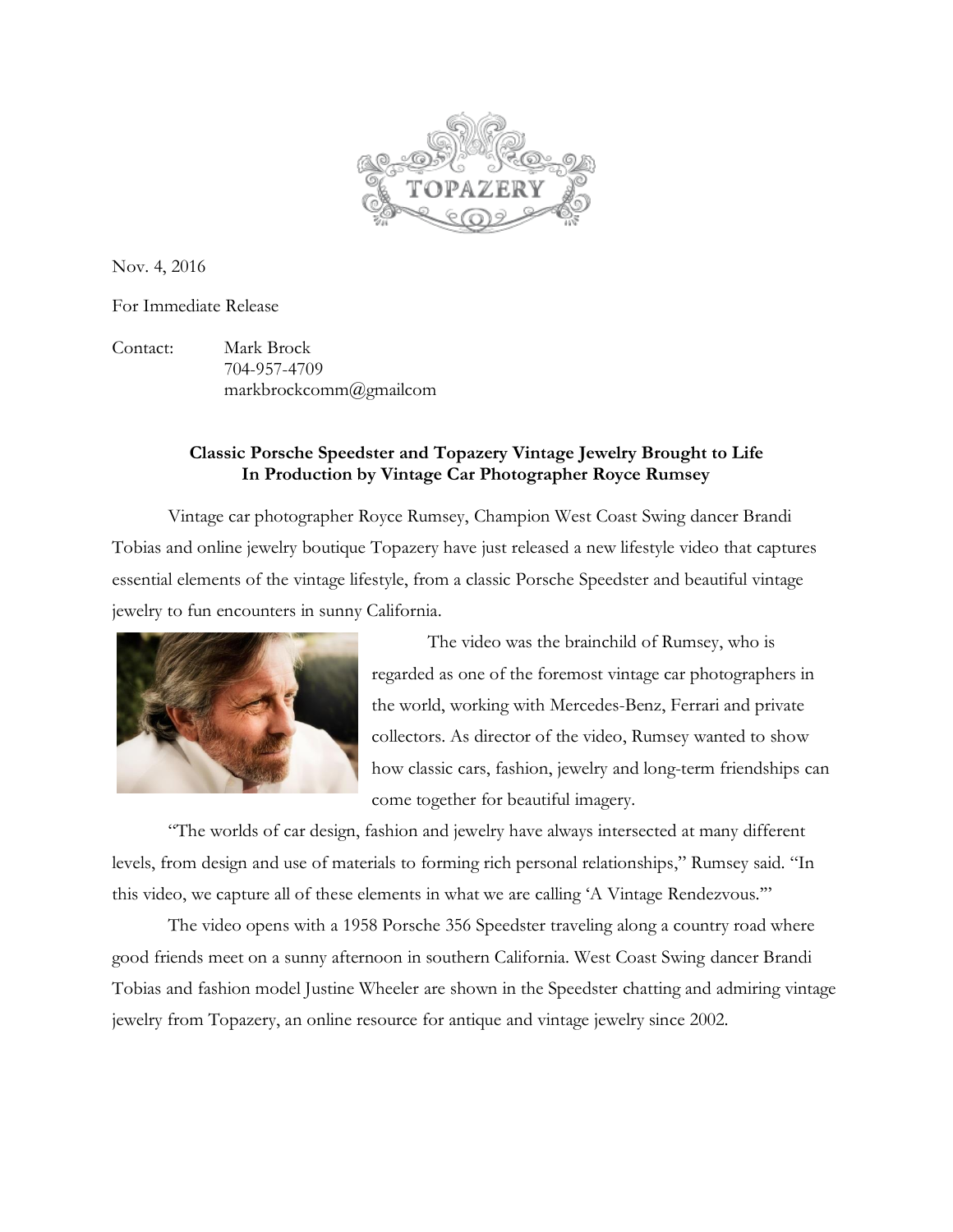TOPAZERY

Nov. 4, 2016

For Immediate Release

Contact: Mark Brock
704-957-4709
markbrockcomm@gmailcom

**Classic Porsche Speedster and Topazery Vintage Jewelry Brought to Life
In Production by Vintage Car Photographer Royce Rumsey**

Vintage car photographer Royce Rumsey, Champion West Coast Swing dancer Brandi Tobias and online jewelry boutique Topazery have just released a new lifestyle video that captures essential elements of the vintage lifestyle, from a classic Porsche Speedster and beautiful vintage jewelry to fun encounters in sunny California.

The video was the brainchild of Rumsey, who is regarded as one of the foremost vintage car photographers in the world, working with Mercedes-Benz, Ferrari and private collectors. As director of the video, Rumsey wanted to show how classic cars, fashion, jewelry and long-term friendships can come together for beautiful imagery.

"The worlds of car design, fashion and jewelry have always intersected at many different levels, from design and use of materials to forming rich personal relationships," Rumsey said. "In this video, we capture all of these elements in what we are calling 'A Vintage Rendezvous.'"

The video opens with a 1958 Porsche 356 Speedster traveling along a country road where good friends meet on a sunny afternoon in southern California. West Coast Swing dancer Brandi Tobias and fashion model Justine Wheeler are shown in the Speedster chatting and admiring vintage jewelry from Topazery, an online resource for antique and vintage jewelry since 2002.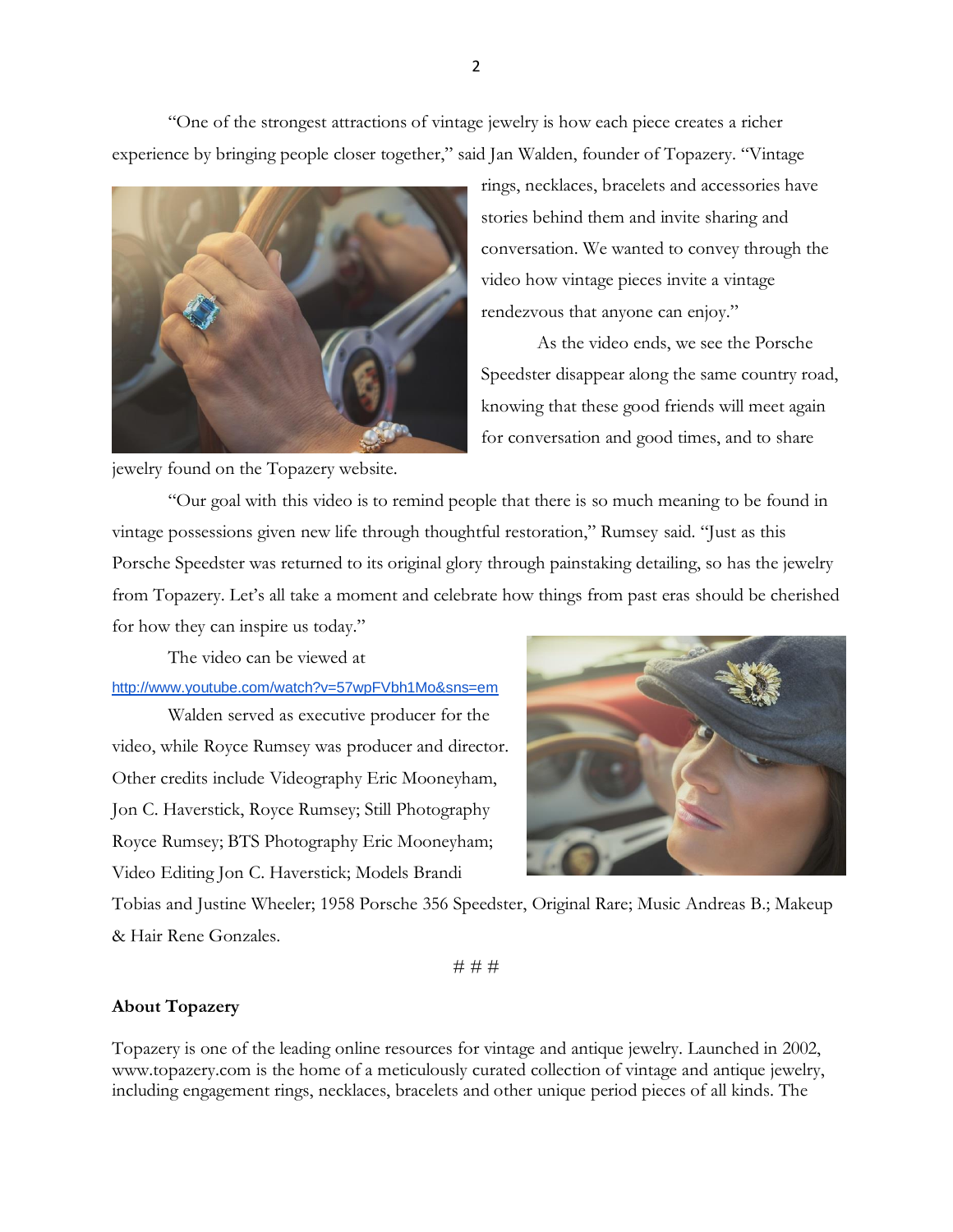"One of the strongest attractions of vintage jewelry is how each piece creates a richer experience by bringing people closer together," said Jan Walden, founder of Topazery. "Vintage rings, necklaces, bracelets and accessories have stories behind them and invite sharing and conversation. We wanted to convey through the video how vintage pieces invite a vintage rendezvous that anyone can enjoy."

As the video ends, we see the Porsche Speedster disappear along the same country road, knowing that these good friends will meet again for conversation and good times, and to share jewelry found on the Topazery website.

"Our goal with this video is to remind people that there is so much meaning to be found in vintage possessions given new life through thoughtful restoration," Rumsey said. "Just as this Porsche Speedster was returned to its original glory through painstaking detailing, so has the jewelry from Topazery. Let's all take a moment and celebrate how things from past eras should be cherished for how they can inspire us today."

The video can be viewed at http://www.youtube.com/watch?v=57wpFVbh1Mo&sns=em

Walden served as executive producer for the video, while Royce Rumsey was producer and director. Other credits include Videography Eric Mooneyham, Jon C. Haverstick, Royce Rumsey; Still Photography Royce Rumsey; BTS Photography Eric Mooneyham; Video Editing Jon C. Haverstick; Models Brandi Tobias and Justine Wheeler; 1958 Porsche 356 Speedster, Original Rare; Music Andreas B.; Makeup & Hair Rene Gonzales.

# # #

**About Topazery**

Topazery is one of the leading online resources for vintage and antique jewelry. Launched in 2002, www.topazery.com is the home of a meticulously curated collection of vintage and antique jewelry, including engagement rings, necklaces, bracelets and other unique period pieces of all kinds. The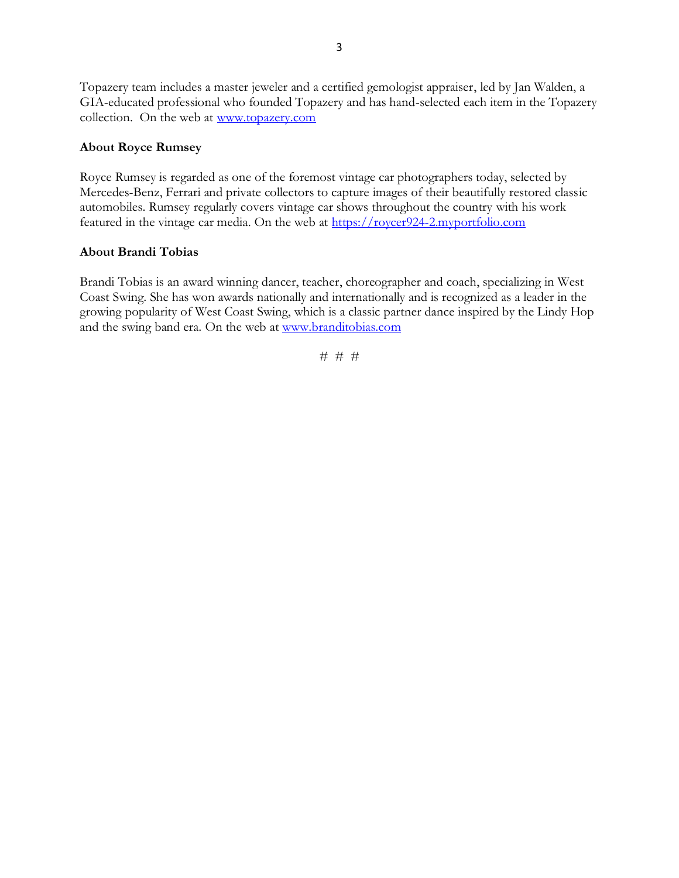Topazery team includes a master jeweler and a certified gemologist appraiser, led by Jan Walden, a GIA-educated professional who founded Topazery and has hand-selected each item in the Topazery collection.  On the web at [www.topazery.com](http://www.topazery.com)

**About Royce Rumsey**

Royce Rumsey is regarded as one of the foremost vintage car photographers today, selected by Mercedes-Benz, Ferrari and private collectors to capture images of their beautifully restored classic automobiles. Rumsey regularly covers vintage car shows throughout the country with his work featured in the vintage car media. On the web at [https://roycer924-2.myportfolio.com](https://roycer924-2.myportfolio.com)

**About Brandi Tobias**

Brandi Tobias is an award winning dancer, teacher, choreographer and coach, specializing in West Coast Swing. She has won awards nationally and internationally and is recognized as a leader in the growing popularity of West Coast Swing, which is a classic partner dance inspired by the Lindy Hop and the swing band era. On the web at [www.branditobias.com](http://www.branditobias.com)

# # #